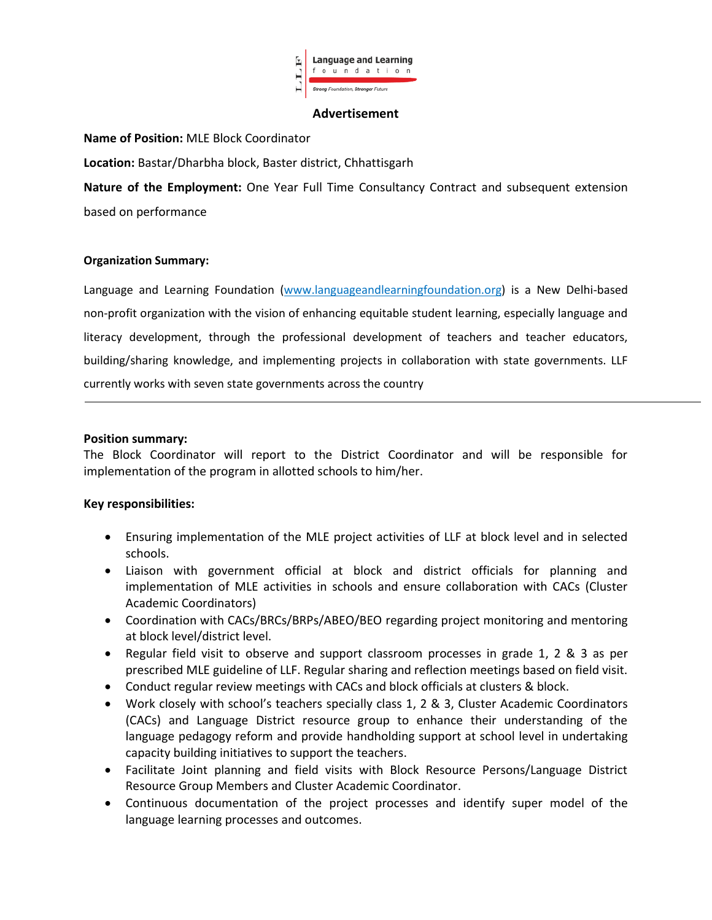Language and Learning foundation

*Strong Foundation, Stronger Future*

## Advertisement

**Name of Position:** MLE Block Coordinator

**Location:** Bastar/Dharbha block, Baster district, Chhattisgarh

**Nature of the Employment:** One Year Full Time Consultancy Contract and subsequent extension based on performance

**Organization Summary:**

Language and Learning Foundation (www.languageandlearningfoundation.org) is a New Delhi-based non-profit organization with the vision of enhancing equitable student learning, especially language and literacy development, through the professional development of teachers and teacher educators, building/sharing knowledge, and implementing projects in collaboration with state governments. LLF currently works with seven state governments across the country

---

**Position summary:**

The Block Coordinator will report to the District Coordinator and will be responsible for implementation of the program in allotted schools to him/her.

**Key responsibilities:**

- Ensuring implementation of the MLE project activities of LLF at block level and in selected schools.
- Liaison with government official at block and district officials for planning and implementation of MLE activities in schools and ensure collaboration with CACs (Cluster Academic Coordinators)
- Coordination with CACs/BRCs/BRPs/ABEO/BEO regarding project monitoring and mentoring at block level/district level.
- Regular field visit to observe and support classroom processes in grade 1, 2 & 3 as per prescribed MLE guideline of LLF. Regular sharing and reflection meetings based on field visit.
- Conduct regular review meetings with CACs and block officials at clusters & block.
- Work closely with school's teachers specially class 1, 2 & 3, Cluster Academic Coordinators (CACs) and Language District resource group to enhance their understanding of the language pedagogy reform and provide handholding support at school level in undertaking capacity building initiatives to support the teachers.
- Facilitate Joint planning and field visits with Block Resource Persons/Language District Resource Group Members and Cluster Academic Coordinator.
- Continuous documentation of the project processes and identify super model of the language learning processes and outcomes.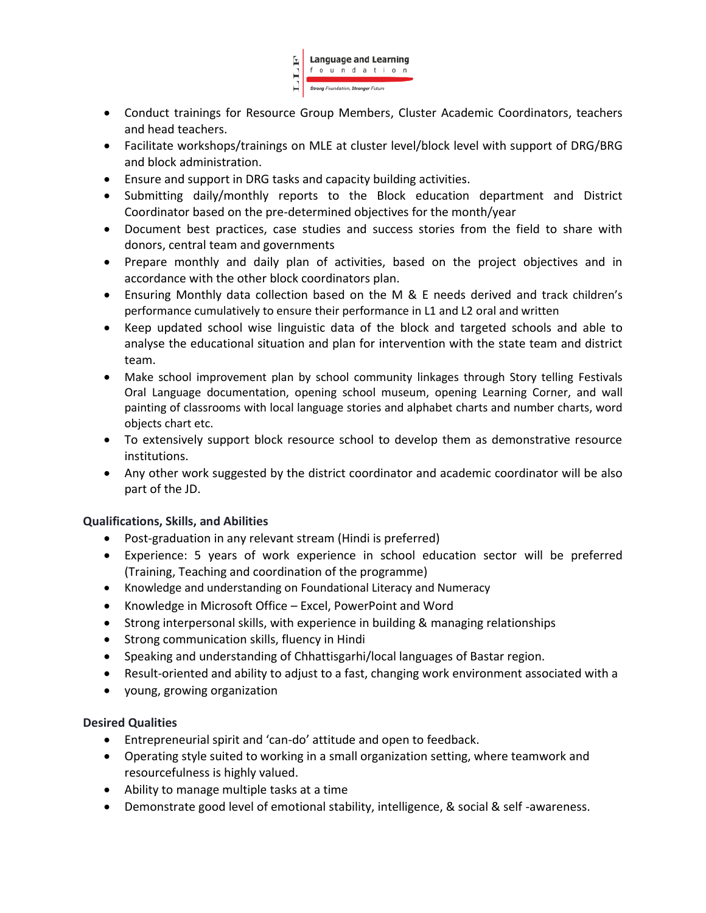- Conduct trainings for Resource Group Members, Cluster Academic Coordinators, teachers and head teachers.
- Facilitate workshops/trainings on MLE at cluster level/block level with support of DRG/BRG and block administration.
- Ensure and support in DRG tasks and capacity building activities.
- Submitting daily/monthly reports to the Block education department and District Coordinator based on the pre-determined objectives for the month/year
- Document best practices, case studies and success stories from the field to share with donors, central team and governments
- Prepare monthly and daily plan of activities, based on the project objectives and in accordance with the other block coordinators plan.
- Ensuring Monthly data collection based on the M & E needs derived and track children's performance cumulatively to ensure their performance in L1 and L2 oral and written
- Keep updated school wise linguistic data of the block and targeted schools and able to analyse the educational situation and plan for intervention with the state team and district team.
- Make school improvement plan by school community linkages through Story telling Festivals Oral Language documentation, opening school museum, opening Learning Corner, and wall painting of classrooms with local language stories and alphabet charts and number charts, word objects chart etc.
- To extensively support block resource school to develop them as demonstrative resource institutions.
- Any other work suggested by the district coordinator and academic coordinator will be also part of the JD.

**Qualifications, Skills, and Abilities**

- Post-graduation in any relevant stream (Hindi is preferred)
- Experience: 5 years of work experience in school education sector will be preferred (Training, Teaching and coordination of the programme)
- Knowledge and understanding on Foundational Literacy and Numeracy
- Knowledge in Microsoft Office – Excel, PowerPoint and Word
- Strong interpersonal skills, with experience in building & managing relationships
- Strong communication skills, fluency in Hindi
- Speaking and understanding of Chhattisgarhi/local languages of Bastar region.
- Result-oriented and ability to adjust to a fast, changing work environment associated with a
- young, growing organization

**Desired Qualities**

- Entrepreneurial spirit and 'can-do' attitude and open to feedback.
- Operating style suited to working in a small organization setting, where teamwork and resourcefulness is highly valued.
- Ability to manage multiple tasks at a time
- Demonstrate good level of emotional stability, intelligence, & social & self -awareness.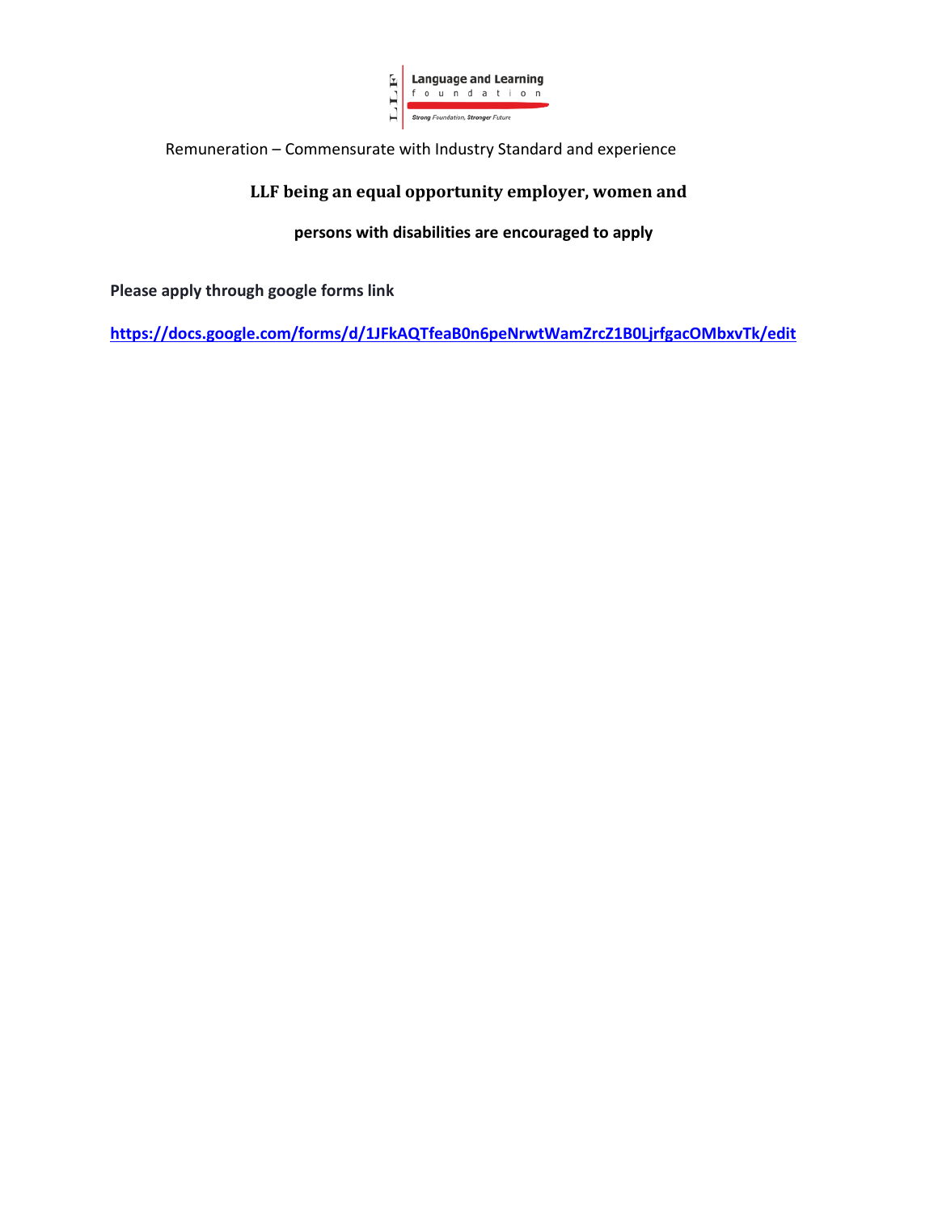Remuneration – Commensurate with Industry Standard and experience

**LLF being an equal opportunity employer, women and**

**persons with disabilities are encouraged to apply**

**Please apply through google forms link**

**https://docs.google.com/forms/d/1JFkAQTfeaB0n6peNrwtWamZrcZ1B0LjrfgacOMbxvTk/edit**